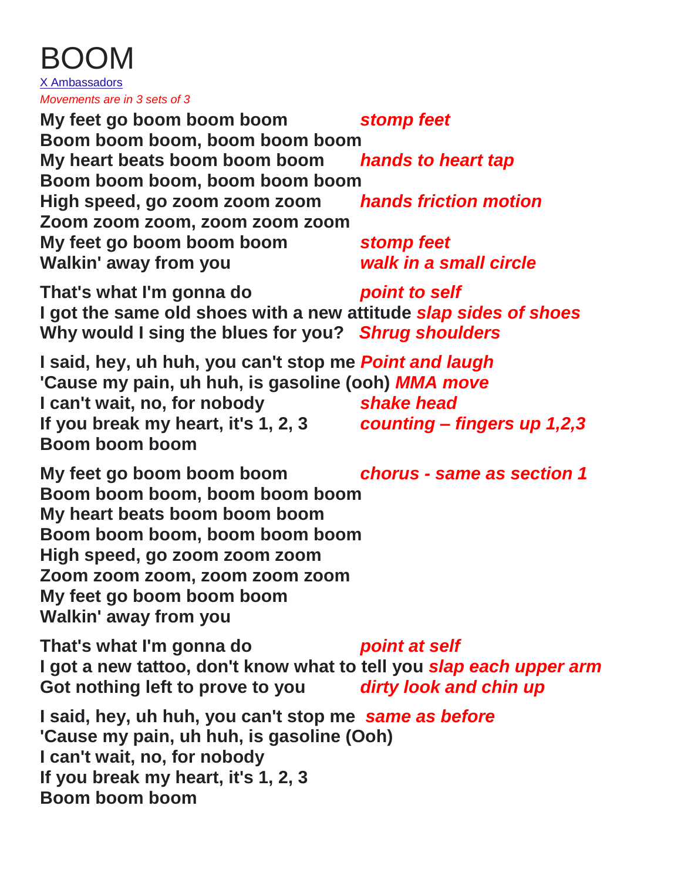# BOOM

X Ambassadors

*Movements are in 3 sets of 3*

**My feet go boom boom boom** ***stomp feet***
**Boom boom boom, boom boom boom**
**My heart beats boom boom boom** ***hands to heart tap***
**Boom boom boom, boom boom boom**
**High speed, go zoom zoom zoom** ***hands friction motion***
**Zoom zoom zoom, zoom zoom zoom**
**My feet go boom boom boom** ***stomp feet***
**Walkin' away from you** ***walk in a small circle***

**That's what I'm gonna do** ***point to self***
**I got the same old shoes with a new attitude** ***slap sides of shoes***
**Why would I sing the blues for you?** ***Shrug shoulders***

**I said, hey, uh huh, you can't stop me** ***Point and laugh***
**'Cause my pain, uh huh, is gasoline (ooh)** ***MMA move***
**I can't wait, no, for nobody** ***shake head***
**If you break my heart, it's 1, 2, 3** ***counting – fingers up 1,2,3***
**Boom boom boom**

**My feet go boom boom boom** ***chorus - same as section 1***
**Boom boom boom, boom boom boom**
**My heart beats boom boom boom**
**Boom boom boom, boom boom boom**
**High speed, go zoom zoom zoom**
**Zoom zoom zoom, zoom zoom zoom**
**My feet go boom boom boom**
**Walkin' away from you**

**That's what I'm gonna do** ***point at self***
**I got a new tattoo, don't know what to tell you** ***slap each upper arm***
**Got nothing left to prove to you** ***dirty look and chin up***

**I said, hey, uh huh, you can't stop me** ***same as before***
**'Cause my pain, uh huh, is gasoline (Ooh)**
**I can't wait, no, for nobody**
**If you break my heart, it's 1, 2, 3**
**Boom boom boom**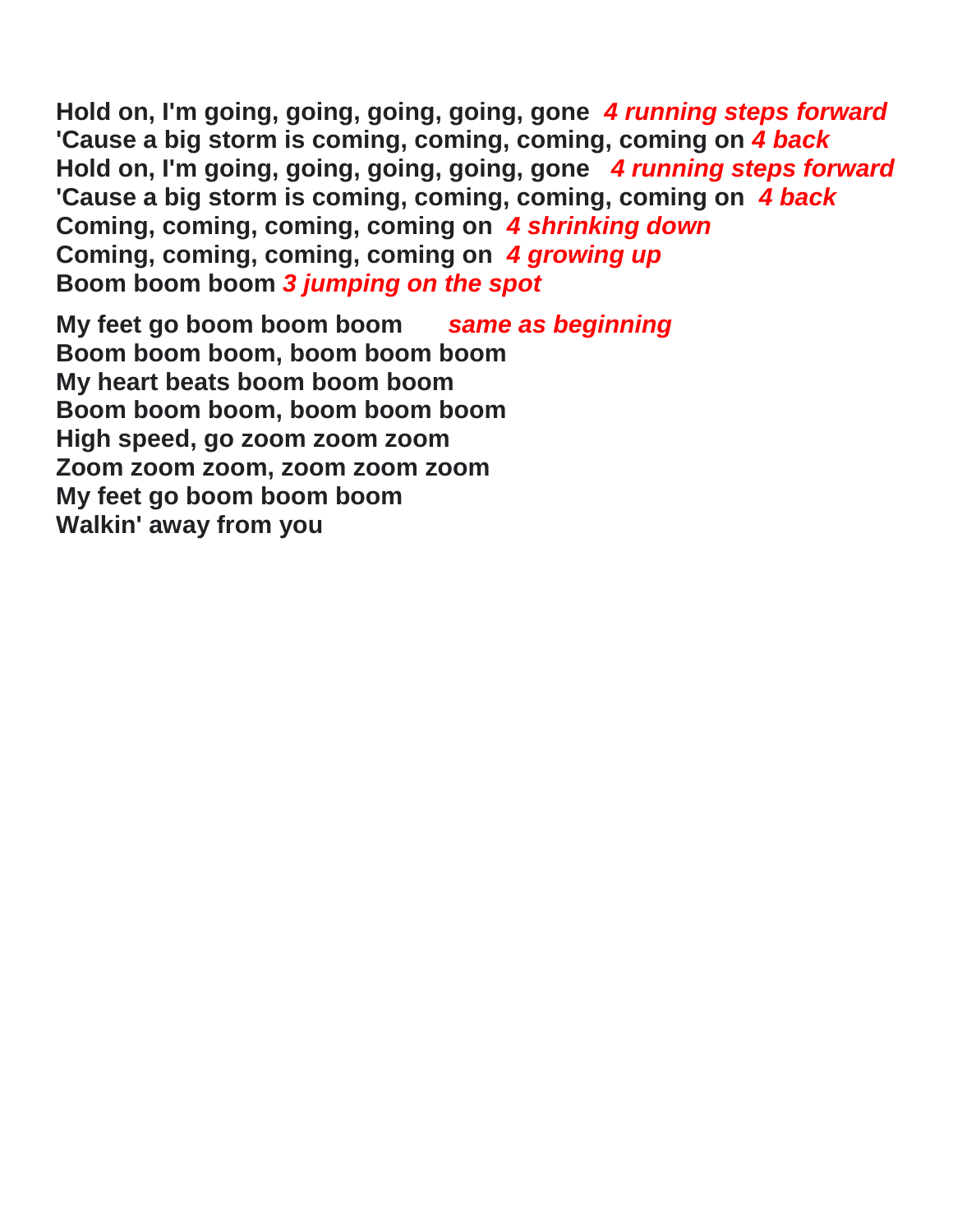**Hold on, I'm going, going, going, going, gone** ***4 running steps forward***
**'Cause a big storm is coming, coming, coming, coming on** ***4 back***
**Hold on, I'm going, going, going, going, gone** ***4 running steps forward***
**'Cause a big storm is coming, coming, coming, coming on** ***4 back***
**Coming, coming, coming, coming on** ***4 shrinking down***
**Coming, coming, coming, coming on** ***4 growing up***
**Boom boom boom** ***3 jumping on the spot***

**My feet go boom boom boom** ***same as beginning***
**Boom boom boom, boom boom boom**
**My heart beats boom boom boom**
**Boom boom boom, boom boom boom**
**High speed, go zoom zoom zoom**
**Zoom zoom zoom, zoom zoom zoom**
**My feet go boom boom boom**
**Walkin' away from you**